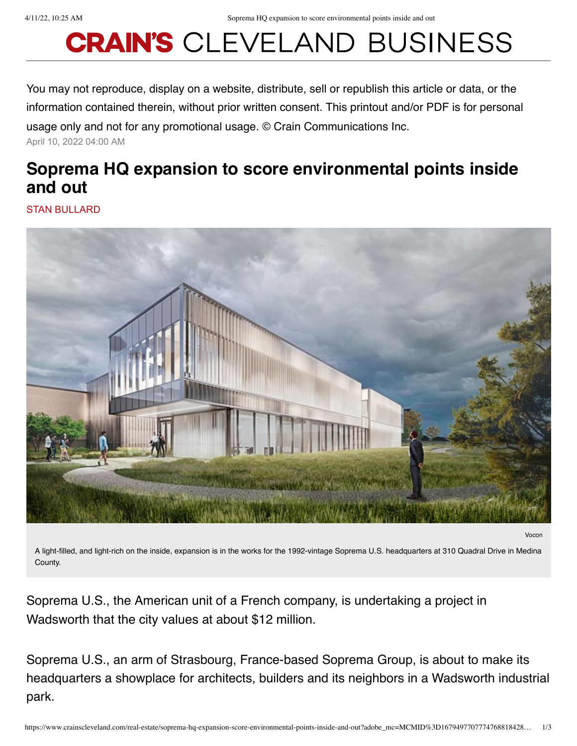# CRAIN'S CLEVELAND BUSINESS

You may not reproduce, display on a website, distribute, sell or republish this article or data, or the information contained therein, without prior written consent. This printout and/or PDF is for personal usage only and not for any promotional usage. © Crain Communications Inc.

April 10, 2022 04:00 AM

## Soprema HQ expansion to score environmental points inside and out

STAN BULLARD

Vocon

A light-filled, and light-rich on the inside, expansion is in the works for the 1992-vintage Soprema U.S. headquarters at 310 Quadral Drive in Medina County.

Soprema U.S., the American unit of a French company, is undertaking a project in Wadsworth that the city values at about $12 million.

Soprema U.S., an arm of Strasbourg, France-based Soprema Group, is about to make its headquarters a showplace for architects, builders and its neighbors in a Wadsworth industrial park.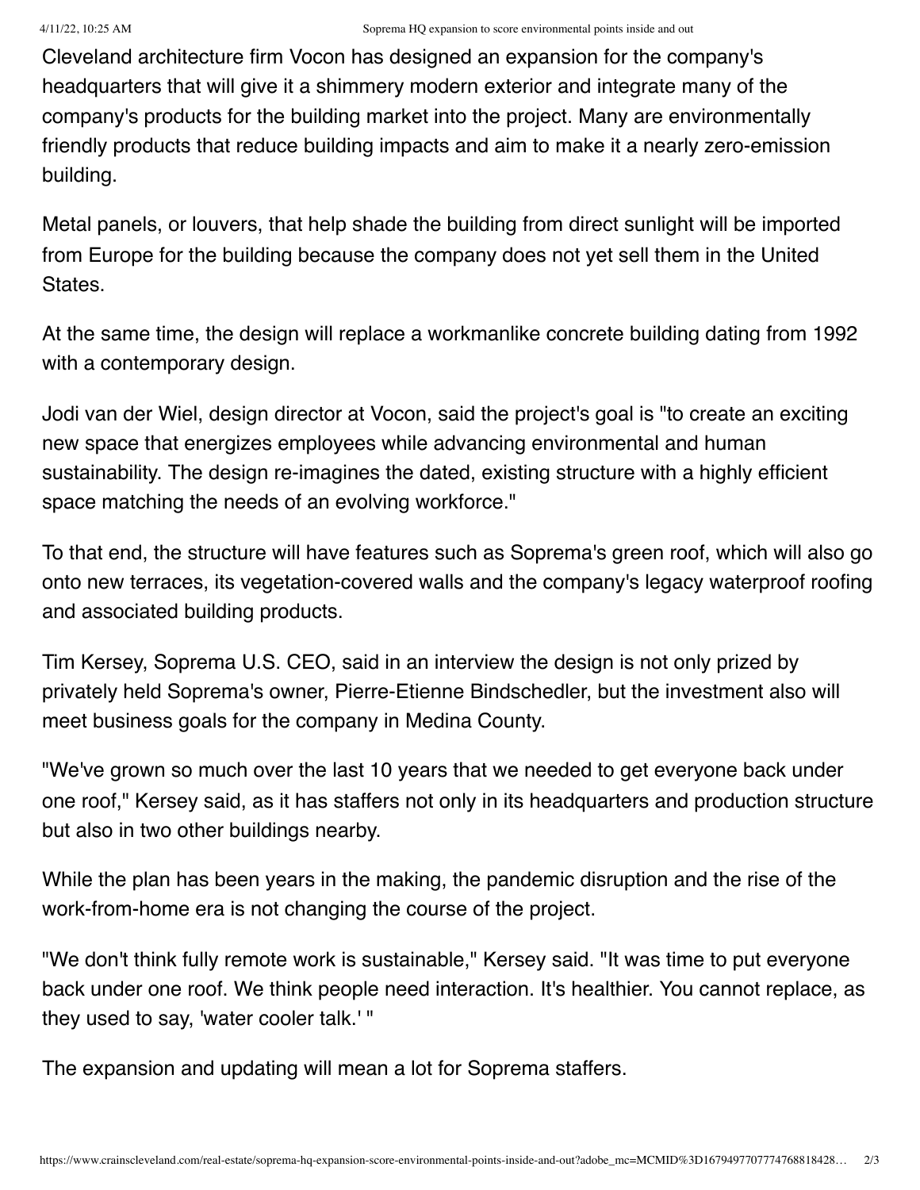Cleveland architecture firm Vocon has designed an expansion for the company's headquarters that will give it a shimmery modern exterior and integrate many of the company's products for the building market into the project. Many are environmentally friendly products that reduce building impacts and aim to make it a nearly zero-emission building.

Metal panels, or louvers, that help shade the building from direct sunlight will be imported from Europe for the building because the company does not yet sell them in the United States.

At the same time, the design will replace a workmanlike concrete building dating from 1992 with a contemporary design.

Jodi van der Wiel, design director at Vocon, said the project's goal is "to create an exciting new space that energizes employees while advancing environmental and human sustainability. The design re-imagines the dated, existing structure with a highly efficient space matching the needs of an evolving workforce."

To that end, the structure will have features such as Soprema's green roof, which will also go onto new terraces, its vegetation-covered walls and the company's legacy waterproof roofing and associated building products.

Tim Kersey, Soprema U.S. CEO, said in an interview the design is not only prized by privately held Soprema's owner, Pierre-Etienne Bindschedler, but the investment also will meet business goals for the company in Medina County.

"We've grown so much over the last 10 years that we needed to get everyone back under one roof," Kersey said, as it has staffers not only in its headquarters and production structure but also in two other buildings nearby.

While the plan has been years in the making, the pandemic disruption and the rise of the work-from-home era is not changing the course of the project.

"We don't think fully remote work is sustainable," Kersey said. "It was time to put everyone back under one roof. We think people need interaction. It's healthier. You cannot replace, as they used to say, 'water cooler talk.' "

The expansion and updating will mean a lot for Soprema staffers.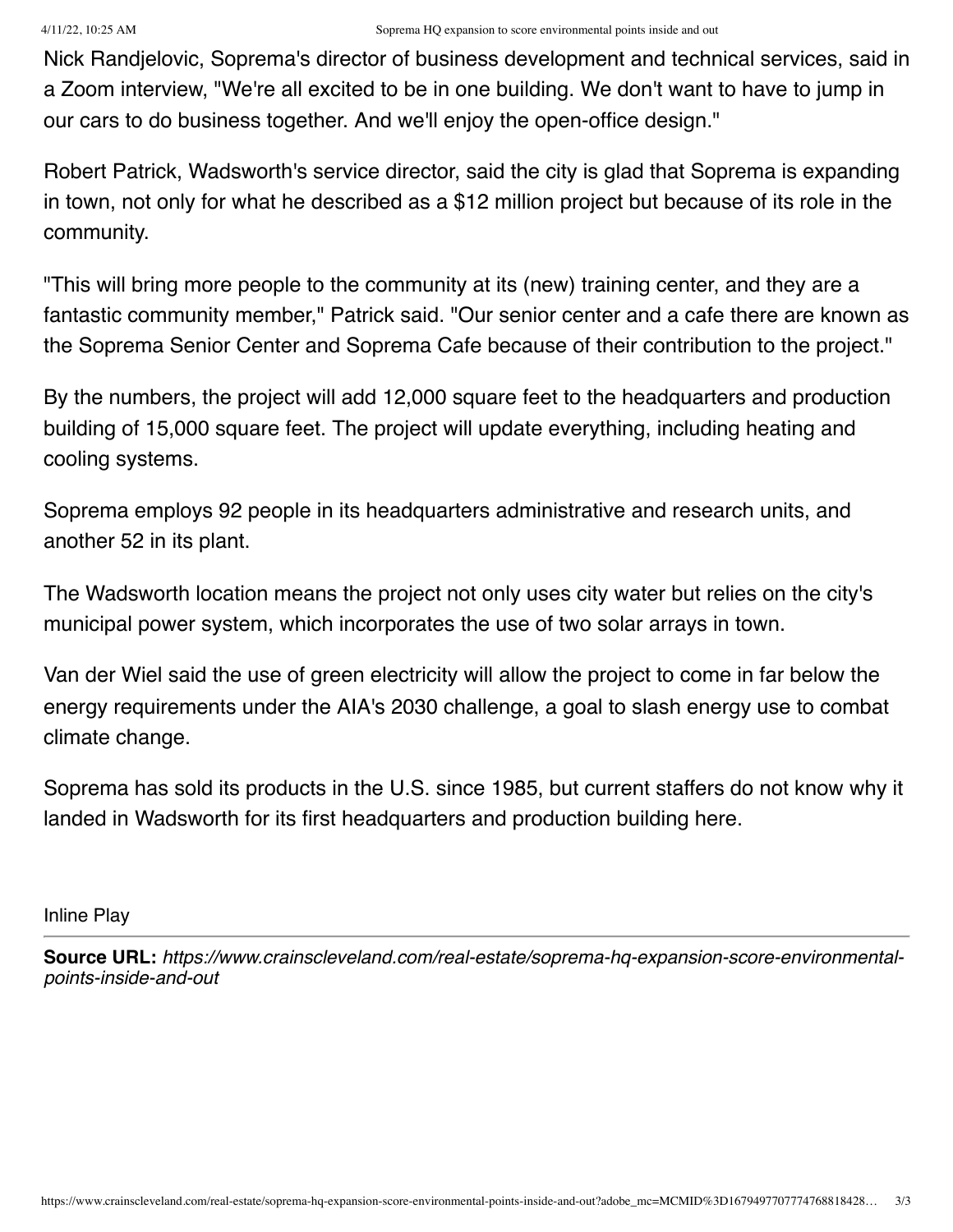Nick Randjelovic, Soprema's director of business development and technical services, said in a Zoom interview, "We're all excited to be in one building. We don't want to have to jump in our cars to do business together. And we'll enjoy the open-office design."

Robert Patrick, Wadsworth's service director, said the city is glad that Soprema is expanding in town, not only for what he described as a $12 million project but because of its role in the community.

"This will bring more people to the community at its (new) training center, and they are a fantastic community member," Patrick said. "Our senior center and a cafe there are known as the Soprema Senior Center and Soprema Cafe because of their contribution to the project."

By the numbers, the project will add 12,000 square feet to the headquarters and production building of 15,000 square feet. The project will update everything, including heating and cooling systems.

Soprema employs 92 people in its headquarters administrative and research units, and another 52 in its plant.

The Wadsworth location means the project not only uses city water but relies on the city's municipal power system, which incorporates the use of two solar arrays in town.

Van der Wiel said the use of green electricity will allow the project to come in far below the energy requirements under the AIA's 2030 challenge, a goal to slash energy use to combat climate change.

Soprema has sold its products in the U.S. since 1985, but current staffers do not know why it landed in Wadsworth for its first headquarters and production building here.

Inline Play

**Source URL:** *https://www.crainscleveland.com/real-estate/soprema-hq-expansion-score-environmental-points-inside-and-out*